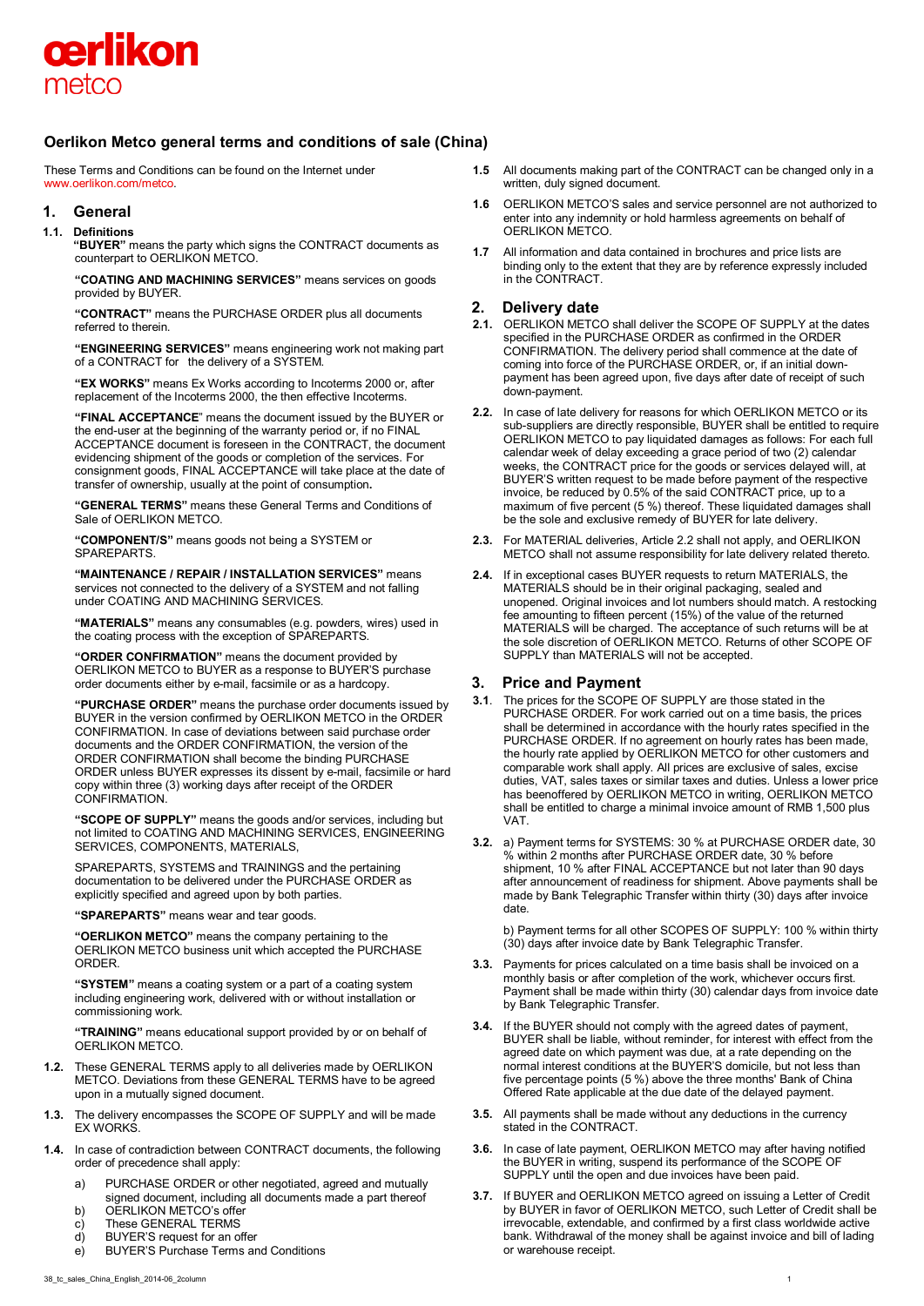# Oerlikon Metco general terms and conditions of sale (China)

These Terms and Conditions can be found on the Internet under www.oerlikon.com/metco.

## 1. General

**1.1. Definitions**

**"BUYER"** means the party which signs the CONTRACT documents as counterpart to OERLIKON METCO.

**"COATING AND MACHINING SERVICES"** means services on goods provided by BUYER.

**"CONTRACT"** means the PURCHASE ORDER plus all documents referred to therein.

**"ENGINEERING SERVICES"** means engineering work not making part of a CONTRACT for the delivery of a SYSTEM.

**"EX WORKS"** means Ex Works according to Incoterms 2000 or, after replacement of the Incoterms 2000, the then effective Incoterms.

**"FINAL ACCEPTANCE"** means the document issued by the BUYER or the end-user at the beginning of the warranty period or, if no FINAL ACCEPTANCE document is foreseen in the CONTRACT, the document evidencing shipment of the goods or completion of the services. For consignment goods, FINAL ACCEPTANCE will take place at the date of transfer of ownership, usually at the point of consumption**.**

**"GENERAL TERMS"** means these General Terms and Conditions of Sale of OERLIKON METCO.

**"COMPONENT/S"** means goods not being a SYSTEM or SPAREPARTS.

**"MAINTENANCE / REPAIR / INSTALLATION SERVICES"** means services not connected to the delivery of a SYSTEM and not falling under COATING AND MACHINING SERVICES.

**"MATERIALS"** means any consumables (e.g. powders, wires) used in the coating process with the exception of SPAREPARTS.

**"ORDER CONFIRMATION"** means the document provided by OERLIKON METCO to BUYER as a response to BUYER'S purchase order documents either by e-mail, facsimile or as a hardcopy.

**"PURCHASE ORDER"** means the purchase order documents issued by BUYER in the version confirmed by OERLIKON METCO in the ORDER CONFIRMATION. In case of deviations between said purchase order documents and the ORDER CONFIRMATION, the version of the ORDER CONFIRMATION shall become the binding PURCHASE ORDER unless BUYER expresses its dissent by e-mail, facsimile or hard copy within three (3) working days after receipt of the ORDER CONFIRMATION.

**"SCOPE OF SUPPLY"** means the goods and/or services, including but not limited to COATING AND MACHINING SERVICES, ENGINEERING SERVICES, COMPONENTS, MATERIALS,

SPAREPARTS, SYSTEMS and TRAININGS and the pertaining documentation to be delivered under the PURCHASE ORDER as explicitly specified and agreed upon by both parties.

**"SPAREPARTS"** means wear and tear goods.

**"OERLIKON METCO"** means the company pertaining to the OERLIKON METCO business unit which accepted the PURCHASE ORDER.

**"SYSTEM"** means a coating system or a part of a coating system including engineering work, delivered with or without installation or commissioning work.

**"TRAINING"** means educational support provided by or on behalf of OERLIKON METCO.

**1.2.** These GENERAL TERMS apply to all deliveries made by OERLIKON METCO. Deviations from these GENERAL TERMS have to be agreed upon in a mutually signed document.

**1.3.** The delivery encompasses the SCOPE OF SUPPLY and will be made EX WORKS.

**1.4.** In case of contradiction between CONTRACT documents, the following order of precedence shall apply:

a) PURCHASE ORDER or other negotiated, agreed and mutually signed document, including all documents made a part thereof
b) OERLIKON METCO's offer
c) These GENERAL TERMS
d) BUYER'S request for an offer
e) BUYER'S Purchase Terms and Conditions

**1.5** All documents making part of the CONTRACT can be changed only in a written, duly signed document.

**1.6** OERLIKON METCO'S sales and service personnel are not authorized to enter into any indemnity or hold harmless agreements on behalf of OERLIKON METCO.

**1.7** All information and data contained in brochures and price lists are binding only to the extent that they are by reference expressly included in the CONTRACT.

## 2. Delivery date

**2.1.** OERLIKON METCO shall deliver the SCOPE OF SUPPLY at the dates specified in the PURCHASE ORDER as confirmed in the ORDER CONFIRMATION. The delivery period shall commence at the date of coming into force of the PURCHASE ORDER, or, if an initial down-payment has been agreed upon, five days after date of receipt of such down-payment.

**2.2.** In case of late delivery for reasons for which OERLIKON METCO or its sub-suppliers are directly responsible, BUYER shall be entitled to require OERLIKON METCO to pay liquidated damages as follows: For each full calendar week of delay exceeding a grace period of two (2) calendar weeks, the CONTRACT price for the goods or services delayed will, at BUYER'S written request to be made before payment of the respective invoice, be reduced by 0.5% of the said CONTRACT price, up to a maximum of five percent (5 %) thereof. These liquidated damages shall be the sole and exclusive remedy of BUYER for late delivery.

**2.3.** For MATERIAL deliveries, Article 2.2 shall not apply, and OERLIKON METCO shall not assume responsibility for late delivery related thereto.

**2.4.** If in exceptional cases BUYER requests to return MATERIALS, the MATERIALS should be in their original packaging, sealed and unopened. Original invoices and lot numbers should match. A restocking fee amounting to fifteen percent (15%) of the value of the returned MATERIALS will be charged. The acceptance of such returns will be at the sole discretion of OERLIKON METCO. Returns of other SCOPE OF SUPPLY than MATERIALS will not be accepted.

## 3. Price and Payment

**3.1**. The prices for the SCOPE OF SUPPLY are those stated in the PURCHASE ORDER. For work carried out on a time basis, the prices shall be determined in accordance with the hourly rates specified in the PURCHASE ORDER. If no agreement on hourly rates has been made, the hourly rate applied by OERLIKON METCO for other customers and comparable work shall apply. All prices are exclusive of sales, excise duties, VAT, sales taxes or similar taxes and duties. Unless a lower price has beenoffered by OERLIKON METCO in writing, OERLIKON METCO shall be entitled to charge a minimal invoice amount of RMB 1,500 plus VAT.

**3.2.** a) Payment terms for SYSTEMS: 30 % at PURCHASE ORDER date, 30 % within 2 months after PURCHASE ORDER date, 30 % before shipment, 10 % after FINAL ACCEPTANCE but not later than 90 days after announcement of readiness for shipment. Above payments shall be made by Bank Telegraphic Transfer within thirty (30) days after invoice date.

b) Payment terms for all other SCOPES OF SUPPLY: 100 % within thirty (30) days after invoice date by Bank Telegraphic Transfer.

**3.3.** Payments for prices calculated on a time basis shall be invoiced on a monthly basis or after completion of the work, whichever occurs first. Payment shall be made within thirty (30) calendar days from invoice date by Bank Telegraphic Transfer.

**3.4.** If the BUYER should not comply with the agreed dates of payment, BUYER shall be liable, without reminder, for interest with effect from the agreed date on which payment was due, at a rate depending on the normal interest conditions at the BUYER'S domicile, but not less than five percentage points (5 %) above the three months' Bank of China Offered Rate applicable at the due date of the delayed payment.

**3.5.** All payments shall be made without any deductions in the currency stated in the CONTRACT.

**3.6.** In case of late payment, OERLIKON METCO may after having notified the BUYER in writing, suspend its performance of the SCOPE OF SUPPLY until the open and due invoices have been paid.

**3.7.** If BUYER and OERLIKON METCO agreed on issuing a Letter of Credit by BUYER in favor of OERLIKON METCO, such Letter of Credit shall be irrevocable, extendable, and confirmed by a first class worldwide active bank. Withdrawal of the money shall be against invoice and bill of lading or warehouse receipt.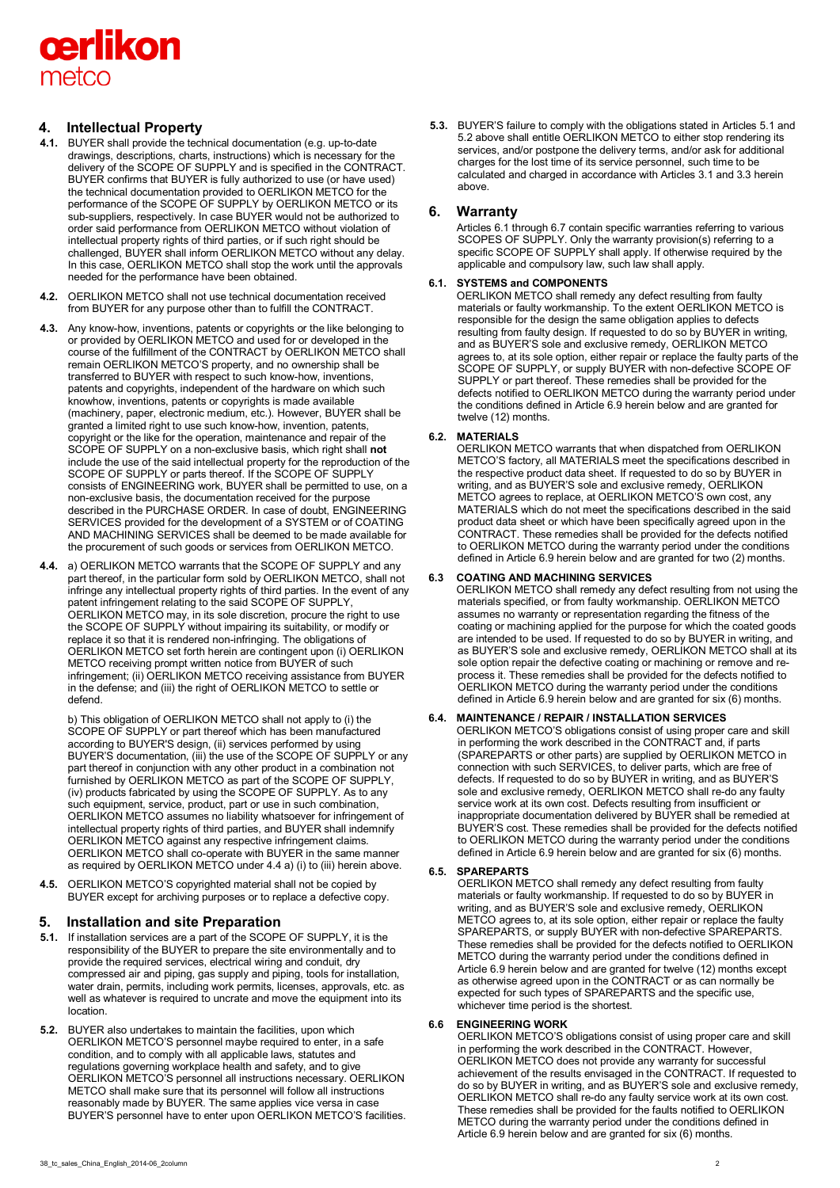## 4. Intellectual Property

**4.1.** BUYER shall provide the technical documentation (e.g. up-to-date drawings, descriptions, charts, instructions) which is necessary for the delivery of the SCOPE OF SUPPLY and is specified in the CONTRACT. BUYER confirms that BUYER is fully authorized to use (or have used) the technical documentation provided to OERLIKON METCO for the performance of the SCOPE OF SUPPLY by OERLIKON METCO or its sub-suppliers, respectively. In case BUYER would not be authorized to order said performance from OERLIKON METCO without violation of intellectual property rights of third parties, or if such right should be challenged, BUYER shall inform OERLIKON METCO without any delay. In this case, OERLIKON METCO shall stop the work until the approvals needed for the performance have been obtained.

**4.2.** OERLIKON METCO shall not use technical documentation received from BUYER for any purpose other than to fulfill the CONTRACT.

**4.3.** Any know-how, inventions, patents or copyrights or the like belonging to or provided by OERLIKON METCO and used for or developed in the course of the fulfillment of the CONTRACT by OERLIKON METCO shall remain OERLIKON METCO'S property, and no ownership shall be transferred to BUYER with respect to such know-how, inventions, patents and copyrights, independent of the hardware on which such knowhow, inventions, patents or copyrights is made available (machinery, paper, electronic medium, etc.). However, BUYER shall be granted a limited right to use such know-how, invention, patents, copyright or the like for the operation, maintenance and repair of the SCOPE OF SUPPLY on a non-exclusive basis, which right shall **not** include the use of the said intellectual property for the reproduction of the SCOPE OF SUPPLY or parts thereof. If the SCOPE OF SUPPLY consists of ENGINEERING work, BUYER shall be permitted to use, on a non-exclusive basis, the documentation received for the purpose described in the PURCHASE ORDER. In case of doubt, ENGINEERING SERVICES provided for the development of a SYSTEM or of COATING AND MACHINING SERVICES shall be deemed to be made available for the procurement of such goods or services from OERLIKON METCO.

**4.4.** a) OERLIKON METCO warrants that the SCOPE OF SUPPLY and any part thereof, in the particular form sold by OERLIKON METCO, shall not infringe any intellectual property rights of third parties. In the event of any patent infringement relating to the said SCOPE OF SUPPLY, OERLIKON METCO may, in its sole discretion, procure the right to use the SCOPE OF SUPPLY without impairing its suitability, or modify or replace it so that it is rendered non-infringing. The obligations of OERLIKON METCO set forth herein are contingent upon (i) OERLIKON METCO receiving prompt written notice from BUYER of such infringement; (ii) OERLIKON METCO receiving assistance from BUYER in the defense; and (iii) the right of OERLIKON METCO to settle or defend.

b) This obligation of OERLIKON METCO shall not apply to (i) the SCOPE OF SUPPLY or part thereof which has been manufactured according to BUYER'S design, (ii) services performed by using BUYER'S documentation, (iii) the use of the SCOPE OF SUPPLY or any part thereof in conjunction with any other product in a combination not furnished by OERLIKON METCO as part of the SCOPE OF SUPPLY, (iv) products fabricated by using the SCOPE OF SUPPLY. As to any such equipment, service, product, part or use in such combination, OERLIKON METCO assumes no liability whatsoever for infringement of intellectual property rights of third parties, and BUYER shall indemnify OERLIKON METCO against any respective infringement claims. OERLIKON METCO shall co-operate with BUYER in the same manner as required by OERLIKON METCO under 4.4 a) (i) to (iii) herein above.

**4.5.** OERLIKON METCO'S copyrighted material shall not be copied by BUYER except for archiving purposes or to replace a defective copy.

## 5. Installation and site Preparation

**5.1.** If installation services are a part of the SCOPE OF SUPPLY, it is the responsibility of the BUYER to prepare the site environmentally and to provide the required services, electrical wiring and conduit, dry compressed air and piping, gas supply and piping, tools for installation, water drain, permits, including work permits, licenses, approvals, etc. as well as whatever is required to uncrate and move the equipment into its location.

**5.2.** BUYER also undertakes to maintain the facilities, upon which OERLIKON METCO'S personnel maybe required to enter, in a safe condition, and to comply with all applicable laws, statutes and regulations governing workplace health and safety, and to give OERLIKON METCO'S personnel all instructions necessary. OERLIKON METCO shall make sure that its personnel will follow all instructions reasonably made by BUYER. The same applies vice versa in case BUYER'S personnel have to enter upon OERLIKON METCO'S facilities.

**5.3.** BUYER'S failure to comply with the obligations stated in Articles 5.1 and 5.2 above shall entitle OERLIKON METCO to either stop rendering its services, and/or postpone the delivery terms, and/or ask for additional charges for the lost time of its service personnel, such time to be calculated and charged in accordance with Articles 3.1 and 3.3 herein above.

## 6. Warranty

Articles 6.1 through 6.7 contain specific warranties referring to various SCOPES OF SUPPLY. Only the warranty provision(s) referring to a specific SCOPE OF SUPPLY shall apply. If otherwise required by the applicable and compulsory law, such law shall apply.

### 6.1. SYSTEMS and COMPONENTS

OERLIKON METCO shall remedy any defect resulting from faulty materials or faulty workmanship. To the extent OERLIKON METCO is responsible for the design the same obligation applies to defects resulting from faulty design. If requested to do so by BUYER in writing, and as BUYER'S sole and exclusive remedy, OERLIKON METCO agrees to, at its sole option, either repair or replace the faulty parts of the SCOPE OF SUPPLY, or supply BUYER with non-defective SCOPE OF SUPPLY or part thereof. These remedies shall be provided for the defects notified to OERLIKON METCO during the warranty period under the conditions defined in Article 6.9 herein below and are granted for twelve (12) months.

### 6.2. MATERIALS

OERLIKON METCO warrants that when dispatched from OERLIKON METCO'S factory, all MATERIALS meet the specifications described in the respective product data sheet. If requested to do so by BUYER in writing, and as BUYER'S sole and exclusive remedy, OERLIKON METCO agrees to replace, at OERLIKON METCO'S own cost, any MATERIALS which do not meet the specifications described in the said product data sheet or which have been specifically agreed upon in the CONTRACT. These remedies shall be provided for the defects notified to OERLIKON METCO during the warranty period under the conditions defined in Article 6.9 herein below and are granted for two (2) months.

### 6.3 COATING AND MACHINING SERVICES

OERLIKON METCO shall remedy any defect resulting from not using the materials specified, or from faulty workmanship. OERLIKON METCO assumes no warranty or representation regarding the fitness of the coating or machining applied for the purpose for which the coated goods are intended to be used. If requested to do so by BUYER in writing, and as BUYER'S sole and exclusive remedy, OERLIKON METCO shall at its sole option repair the defective coating or machining or remove and re-process it. These remedies shall be provided for the defects notified to OERLIKON METCO during the warranty period under the conditions defined in Article 6.9 herein below and are granted for six (6) months.

### 6.4. MAINTENANCE / REPAIR / INSTALLATION SERVICES

OERLIKON METCO'S obligations consist of using proper care and skill in performing the work described in the CONTRACT and, if parts (SPAREPARTS or other parts) are supplied by OERLIKON METCO in connection with such SERVICES, to deliver parts, which are free of defects. If requested to do so by BUYER in writing, and as BUYER'S sole and exclusive remedy, OERLIKON METCO shall re-do any faulty service work at its own cost. Defects resulting from insufficient or inappropriate documentation delivered by BUYER shall be remedied at BUYER'S cost. These remedies shall be provided for the defects notified to OERLIKON METCO during the warranty period under the conditions defined in Article 6.9 herein below and are granted for six (6) months.

### 6.5. SPAREPARTS

OERLIKON METCO shall remedy any defect resulting from faulty materials or faulty workmanship. If requested to do so by BUYER in writing, and as BUYER'S sole and exclusive remedy, OERLIKON METCO agrees to, at its sole option, either repair or replace the faulty SPAREPARTS, or supply BUYER with non-defective SPAREPARTS. These remedies shall be provided for the defects notified to OERLIKON METCO during the warranty period under the conditions defined in Article 6.9 herein below and are granted for twelve (12) months except as otherwise agreed upon in the CONTRACT or as can normally be expected for such types of SPAREPARTS and the specific use, whichever time period is the shortest.

### 6.6 ENGINEERING WORK

OERLIKON METCO'S obligations consist of using proper care and skill in performing the work described in the CONTRACT. However, OERLIKON METCO does not provide any warranty for successful achievement of the results envisaged in the CONTRACT. If requested to do so by BUYER in writing, and as BUYER'S sole and exclusive remedy, OERLIKON METCO shall re-do any faulty service work at its own cost. These remedies shall be provided for the faults notified to OERLIKON METCO during the warranty period under the conditions defined in Article 6.9 herein below and are granted for six (6) months.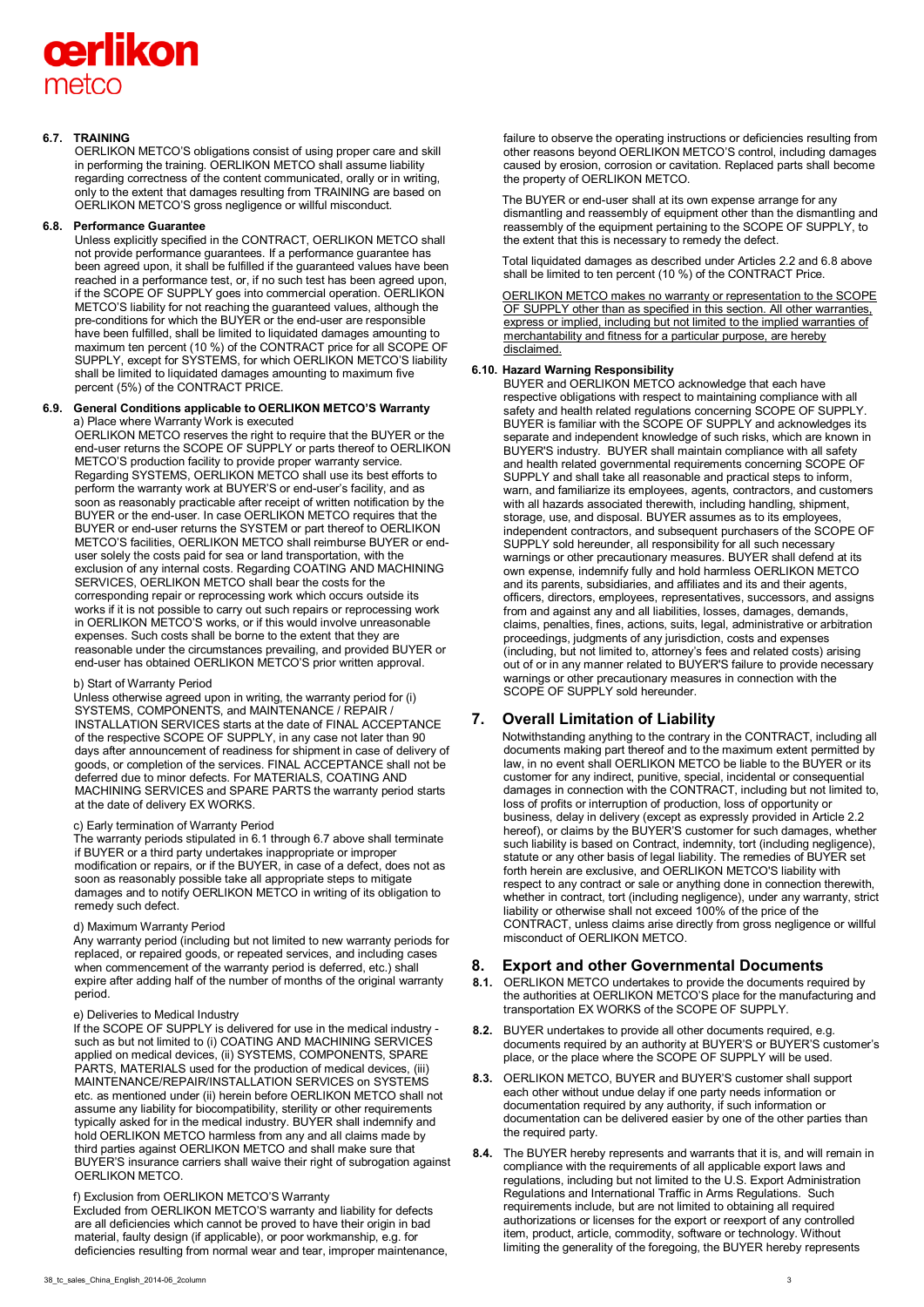#### 6.7. TRAINING

OERLIKON METCO'S obligations consist of using proper care and skill in performing the training. OERLIKON METCO shall assume liability regarding correctness of the content communicated, orally or in writing, only to the extent that damages resulting from TRAINING are based on OERLIKON METCO'S gross negligence or willful misconduct.

#### 6.8. Performance Guarantee

Unless explicitly specified in the CONTRACT, OERLIKON METCO shall not provide performance guarantees. If a performance guarantee has been agreed upon, it shall be fulfilled if the guaranteed values have been reached in a performance test, or, if no such test has been agreed upon, if the SCOPE OF SUPPLY goes into commercial operation. OERLIKON METCO'S liability for not reaching the guaranteed values, although the pre-conditions for which the BUYER or the end-user are responsible have been fulfilled, shall be limited to liquidated damages amounting to maximum ten percent (10 %) of the CONTRACT price for all SCOPE OF SUPPLY, except for SYSTEMS, for which OERLIKON METCO'S liability shall be limited to liquidated damages amounting to maximum five percent (5%) of the CONTRACT PRICE.

#### 6.9. General Conditions applicable to OERLIKON METCO'S Warranty

a) Place where Warranty Work is executed

OERLIKON METCO reserves the right to require that the BUYER or the end-user returns the SCOPE OF SUPPLY or parts thereof to OERLIKON METCO'S production facility to provide proper warranty service. Regarding SYSTEMS, OERLIKON METCO shall use its best efforts to perform the warranty work at BUYER'S or end-user's facility, and as soon as reasonably practicable after receipt of written notification by the BUYER or the end-user. In case OERLIKON METCO requires that the BUYER or end-user returns the SYSTEM or part thereof to OERLIKON METCO'S facilities, OERLIKON METCO shall reimburse BUYER or end-user solely the costs paid for sea or land transportation, with the exclusion of any internal costs. Regarding COATING AND MACHINING SERVICES, OERLIKON METCO shall bear the costs for the corresponding repair or reprocessing work which occurs outside its works if it is not possible to carry out such repairs or reprocessing work in OERLIKON METCO'S works, or if this would involve unreasonable expenses. Such costs shall be borne to the extent that they are reasonable under the circumstances prevailing, and provided BUYER or end-user has obtained OERLIKON METCO'S prior written approval.

b) Start of Warranty Period

Unless otherwise agreed upon in writing, the warranty period for (i) SYSTEMS, COMPONENTS, and MAINTENANCE / REPAIR / INSTALLATION SERVICES starts at the date of FINAL ACCEPTANCE of the respective SCOPE OF SUPPLY, in any case not later than 90 days after announcement of readiness for shipment in case of delivery of goods, or completion of the services. FINAL ACCEPTANCE shall not be deferred due to minor defects. For MATERIALS, COATING AND MACHINING SERVICES and SPARE PARTS the warranty period starts at the date of delivery EX WORKS.

c) Early termination of Warranty Period

The warranty periods stipulated in 6.1 through 6.7 above shall terminate if BUYER or a third party undertakes inappropriate or improper modification or repairs, or if the BUYER, in case of a defect, does not as soon as reasonably possible take all appropriate steps to mitigate damages and to notify OERLIKON METCO in writing of its obligation to remedy such defect.

d) Maximum Warranty Period

Any warranty period (including but not limited to new warranty periods for replaced, or repaired goods, or repeated services, and including cases when commencement of the warranty period is deferred, etc.) shall expire after adding half of the number of months of the original warranty period.

e) Deliveries to Medical Industry

If the SCOPE OF SUPPLY is delivered for use in the medical industry - such as but not limited to (i) COATING AND MACHINING SERVICES applied on medical devices, (ii) SYSTEMS, COMPONENTS, SPARE PARTS, MATERIALS used for the production of medical devices, (iii) MAINTENANCE/REPAIR/INSTALLATION SERVICES on SYSTEMS etc. as mentioned under (ii) herein before OERLIKON METCO shall not assume any liability for biocompatibility, sterility or other requirements typically asked for in the medical industry. BUYER shall indemnify and hold OERLIKON METCO harmless from any and all claims made by third parties against OERLIKON METCO and shall make sure that BUYER'S insurance carriers shall waive their right of subrogation against OERLIKON METCO.

f) Exclusion from OERLIKON METCO'S Warranty

Excluded from OERLIKON METCO'S warranty and liability for defects are all deficiencies which cannot be proved to have their origin in bad material, faulty design (if applicable), or poor workmanship, e.g. for deficiencies resulting from normal wear and tear, improper maintenance, failure to observe the operating instructions or deficiencies resulting from other reasons beyond OERLIKON METCO'S control, including damages caused by erosion, corrosion or cavitation. Replaced parts shall become the property of OERLIKON METCO.

The BUYER or end-user shall at its own expense arrange for any dismantling and reassembly of equipment other than the dismantling and reassembly of the equipment pertaining to the SCOPE OF SUPPLY, to the extent that this is necessary to remedy the defect.

Total liquidated damages as described under Articles 2.2 and 6.8 above shall be limited to ten percent (10 %) of the CONTRACT Price.

<u>OERLIKON METCO makes no warranty or representation to the SCOPE OF SUPPLY other than as specified in this section. All other warranties, express or implied, including but not limited to the implied warranties of merchantability and fitness for a particular purpose, are hereby disclaimed.</u>

#### 6.10. Hazard Warning Responsibility

BUYER and OERLIKON METCO acknowledge that each have respective obligations with respect to maintaining compliance with all safety and health related regulations concerning SCOPE OF SUPPLY. BUYER is familiar with the SCOPE OF SUPPLY and acknowledges its separate and independent knowledge of such risks, which are known in BUYER'S industry. BUYER shall maintain compliance with all safety and health related governmental requirements concerning SCOPE OF SUPPLY and shall take all reasonable and practical steps to inform, warn, and familiarize its employees, agents, contractors, and customers with all hazards associated therewith, including handling, shipment, storage, use, and disposal. BUYER assumes as to its employees, independent contractors, and subsequent purchasers of the SCOPE OF SUPPLY sold hereunder, all responsibility for all such necessary warnings or other precautionary measures. BUYER shall defend at its own expense, indemnify fully and hold harmless OERLIKON METCO and its parents, subsidiaries, and affiliates and its and their agents, officers, directors, employees, representatives, successors, and assigns from and against any and all liabilities, losses, damages, demands, claims, penalties, fines, actions, suits, legal, administrative or arbitration proceedings, judgments of any jurisdiction, costs and expenses (including, but not limited to, attorney's fees and related costs) arising out of or in any manner related to BUYER'S failure to provide necessary warnings or other precautionary measures in connection with the SCOPE OF SUPPLY sold hereunder.

## 7. Overall Limitation of Liability

Notwithstanding anything to the contrary in the CONTRACT, including all documents making part thereof and to the maximum extent permitted by law, in no event shall OERLIKON METCO be liable to the BUYER or its customer for any indirect, punitive, special, incidental or consequential damages in connection with the CONTRACT, including but not limited to, loss of profits or interruption of production, loss of opportunity or business, delay in delivery (except as expressly provided in Article 2.2 hereof), or claims by the BUYER'S customer for such damages, whether such liability is based on Contract, indemnity, tort (including negligence), statute or any other basis of legal liability. The remedies of BUYER set forth herein are exclusive, and OERLIKON METCO'S liability with respect to any contract or sale or anything done in connection therewith, whether in contract, tort (including negligence), under any warranty, strict liability or otherwise shall not exceed 100% of the price of the CONTRACT, unless claims arise directly from gross negligence or willful misconduct of OERLIKON METCO.

## 8. Export and other Governmental Documents

**8.1.** OERLIKON METCO undertakes to provide the documents required by the authorities at OERLIKON METCO'S place for the manufacturing and transportation EX WORKS of the SCOPE OF SUPPLY.

**8.2.** BUYER undertakes to provide all other documents required, e.g. documents required by an authority at BUYER'S or BUYER'S customer's place, or the place where the SCOPE OF SUPPLY will be used.

**8.3.** OERLIKON METCO, BUYER and BUYER'S customer shall support each other without undue delay if one party needs information or documentation required by any authority, if such information or documentation can be delivered easier by one of the other parties than the required party.

**8.4.** The BUYER hereby represents and warrants that it is, and will remain in compliance with the requirements of all applicable export laws and regulations, including but not limited to the U.S. Export Administration Regulations and International Traffic in Arms Regulations. Such requirements include, but are not limited to obtaining all required authorizations or licenses for the export or reexport of any controlled item, product, article, commodity, software or technology. Without limiting the generality of the foregoing, the BUYER hereby represents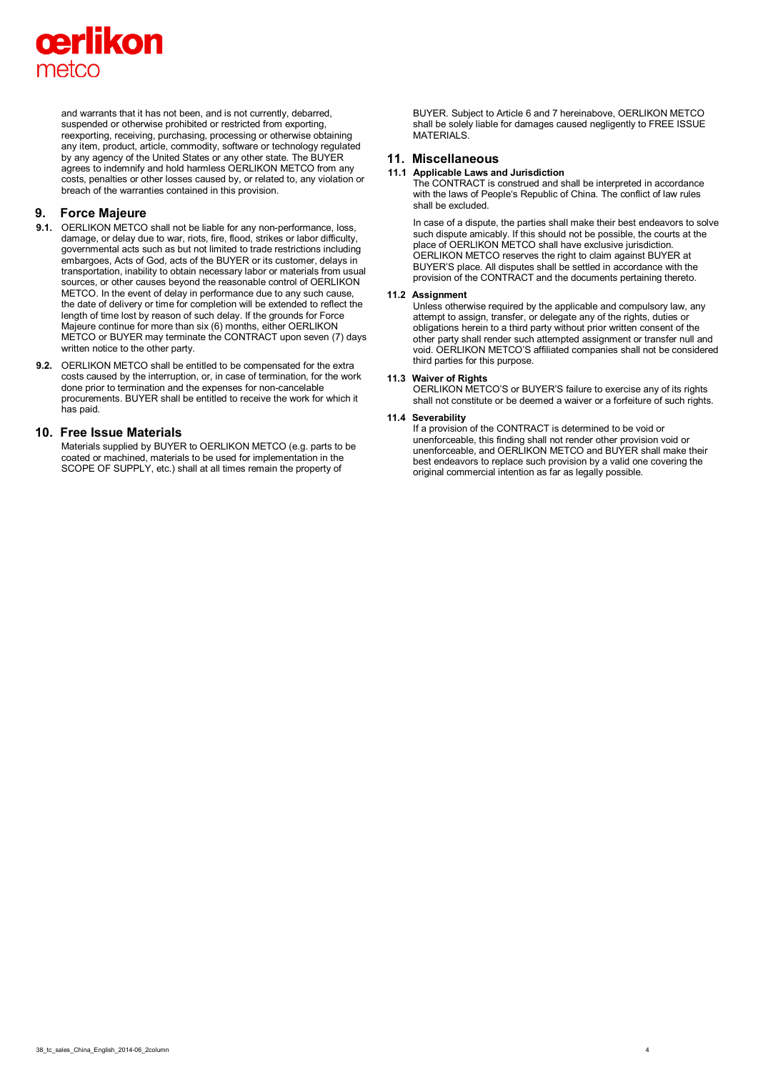and warrants that it has not been, and is not currently, debarred, suspended or otherwise prohibited or restricted from exporting, reexporting, receiving, purchasing, processing or otherwise obtaining any item, product, article, commodity, software or technology regulated by any agency of the United States or any other state. The BUYER agrees to indemnify and hold harmless OERLIKON METCO from any costs, penalties or other losses caused by, or related to, any violation or breach of the warranties contained in this provision.

## 9. Force Majeure

**9.1.** OERLIKON METCO shall not be liable for any non-performance, loss, damage, or delay due to war, riots, fire, flood, strikes or labor difficulty, governmental acts such as but not limited to trade restrictions including embargoes, Acts of God, acts of the BUYER or its customer, delays in transportation, inability to obtain necessary labor or materials from usual sources, or other causes beyond the reasonable control of OERLIKON METCO. In the event of delay in performance due to any such cause, the date of delivery or time for completion will be extended to reflect the length of time lost by reason of such delay. If the grounds for Force Majeure continue for more than six (6) months, either OERLIKON METCO or BUYER may terminate the CONTRACT upon seven (7) days written notice to the other party.

**9.2.** OERLIKON METCO shall be entitled to be compensated for the extra costs caused by the interruption, or, in case of termination, for the work done prior to termination and the expenses for non-cancelable procurements. BUYER shall be entitled to receive the work for which it has paid.

## 10. Free Issue Materials

Materials supplied by BUYER to OERLIKON METCO (e.g. parts to be coated or machined, materials to be used for implementation in the SCOPE OF SUPPLY, etc.) shall at all times remain the property of BUYER. Subject to Article 6 and 7 hereinabove, OERLIKON METCO shall be solely liable for damages caused negligently to FREE ISSUE MATERIALS.

## 11. Miscellaneous

### 11.1 Applicable Laws and Jurisdiction

The CONTRACT is construed and shall be interpreted in accordance with the laws of People's Republic of China. The conflict of law rules shall be excluded.

In case of a dispute, the parties shall make their best endeavors to solve such dispute amicably. If this should not be possible, the courts at the place of OERLIKON METCO shall have exclusive jurisdiction. OERLIKON METCO reserves the right to claim against BUYER at BUYER'S place. All disputes shall be settled in accordance with the provision of the CONTRACT and the documents pertaining thereto.

### 11.2 Assignment

Unless otherwise required by the applicable and compulsory law, any attempt to assign, transfer, or delegate any of the rights, duties or obligations herein to a third party without prior written consent of the other party shall render such attempted assignment or transfer null and void. OERLIKON METCO'S affiliated companies shall not be considered third parties for this purpose.

### 11.3 Waiver of Rights

OERLIKON METCO'S or BUYER'S failure to exercise any of its rights shall not constitute or be deemed a waiver or a forfeiture of such rights.

### 11.4 Severability

If a provision of the CONTRACT is determined to be void or unenforceable, this finding shall not render other provision void or unenforceable, and OERLIKON METCO and BUYER shall make their best endeavors to replace such provision by a valid one covering the original commercial intention as far as legally possible.